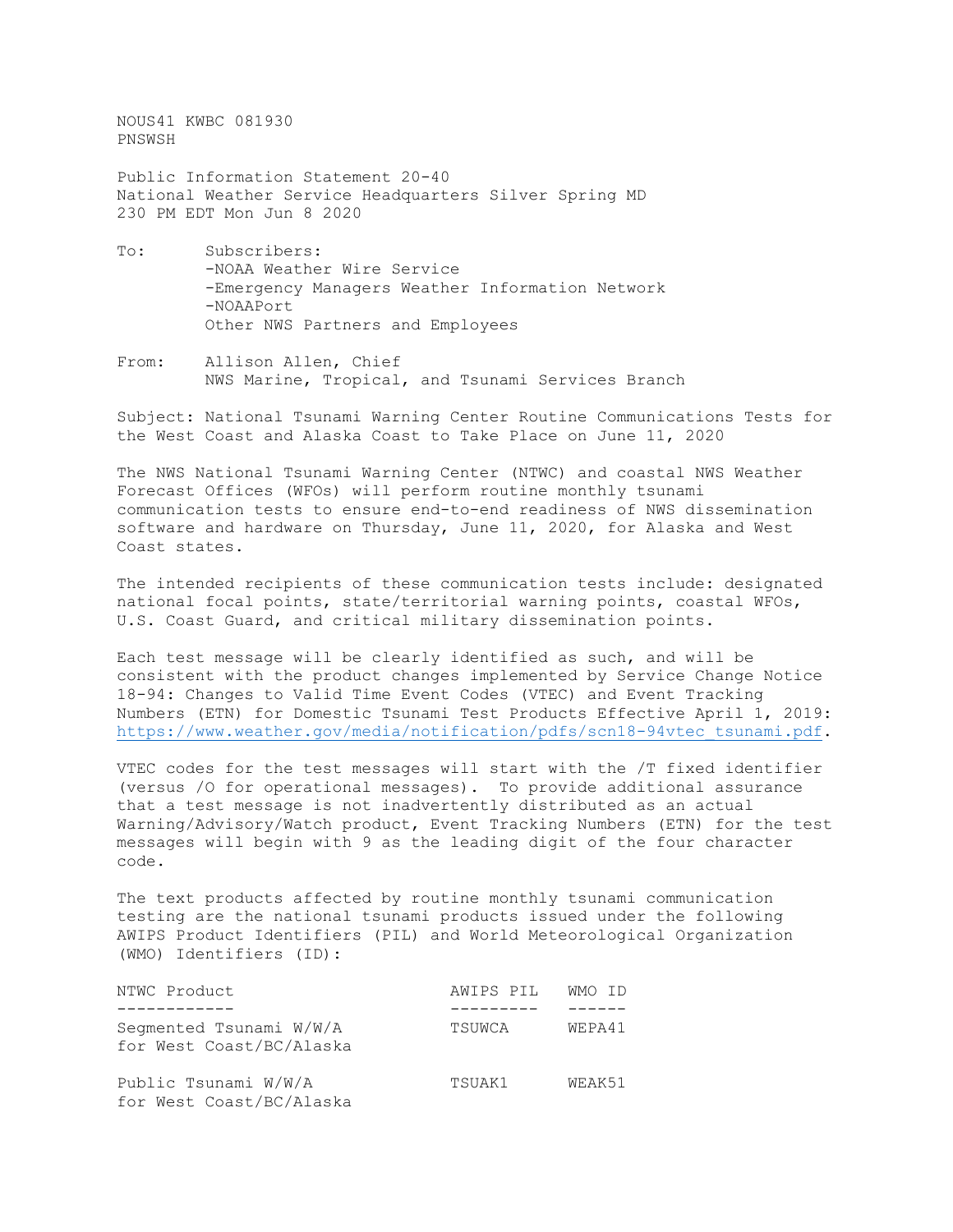NOUS41 KWBC 081930
PNSWSH

Public Information Statement 20-40
National Weather Service Headquarters Silver Spring MD
230 PM EDT Mon Jun 8 2020

To: Subscribers:
-NOAA Weather Wire Service
-Emergency Managers Weather Information Network
-NOAAPort
Other NWS Partners and Employees

From: Allison Allen, Chief
NWS Marine, Tropical, and Tsunami Services Branch

Subject: National Tsunami Warning Center Routine Communications Tests for the West Coast and Alaska Coast to Take Place on June 11, 2020

The NWS National Tsunami Warning Center (NTWC) and coastal NWS Weather Forecast Offices (WFOs) will perform routine monthly tsunami communication tests to ensure end-to-end readiness of NWS dissemination software and hardware on Thursday, June 11, 2020, for Alaska and West Coast states.

The intended recipients of these communication tests include: designated national focal points, state/territorial warning points, coastal WFOs, U.S. Coast Guard, and critical military dissemination points.

Each test message will be clearly identified as such, and will be consistent with the product changes implemented by Service Change Notice 18-94: Changes to Valid Time Event Codes (VTEC) and Event Tracking Numbers (ETN) for Domestic Tsunami Test Products Effective April 1, 2019: https://www.weather.gov/media/notification/pdfs/scn18-94vtec_tsunami.pdf.

VTEC codes for the test messages will start with the /T fixed identifier (versus /O for operational messages). To provide additional assurance that a test message is not inadvertently distributed as an actual Warning/Advisory/Watch product, Event Tracking Numbers (ETN) for the test messages will begin with 9 as the leading digit of the four character code.

The text products affected by routine monthly tsunami communication testing are the national tsunami products issued under the following AWIPS Product Identifiers (PIL) and World Meteorological Organization (WMO) Identifiers (ID):

| NTWC Product | AWIPS PIL | WMO ID |
|---|---|---|
| Segmented Tsunami W/W/A for West Coast/BC/Alaska | TSUWCA | WEPA41 |
| Public Tsunami W/W/A for West Coast/BC/Alaska | TSUAK1 | WEAK51 |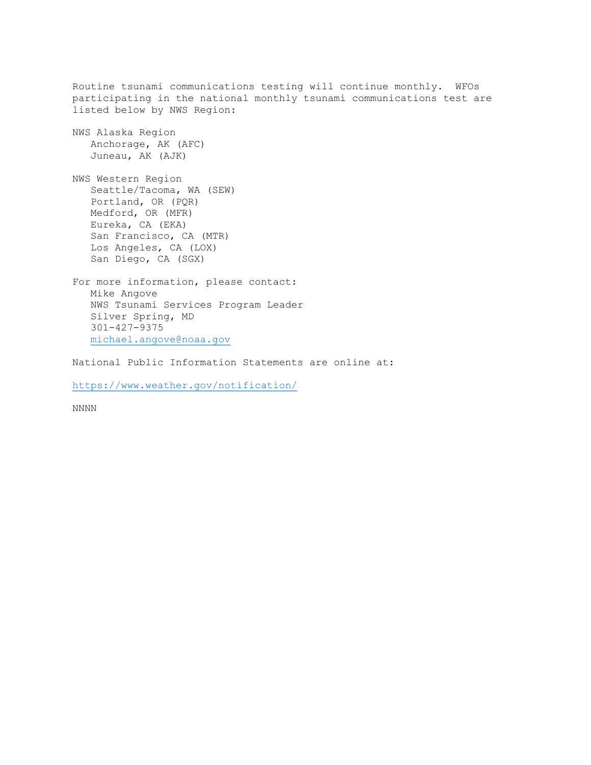Routine tsunami communications testing will continue monthly. WFOs participating in the national monthly tsunami communications test are listed below by NWS Region:

NWS Alaska Region
   Anchorage, AK (AFC)
   Juneau, AK (AJK)

NWS Western Region
   Seattle/Tacoma, WA (SEW)
   Portland, OR (PQR)
   Medford, OR (MFR)
   Eureka, CA (EKA)
   San Francisco, CA (MTR)
   Los Angeles, CA (LOX)
   San Diego, CA (SGX)

For more information, please contact:
   Mike Angove
   NWS Tsunami Services Program Leader
   Silver Spring, MD
   301-427-9375
   michael.angove@noaa.gov

National Public Information Statements are online at:

https://www.weather.gov/notification/

NNNN